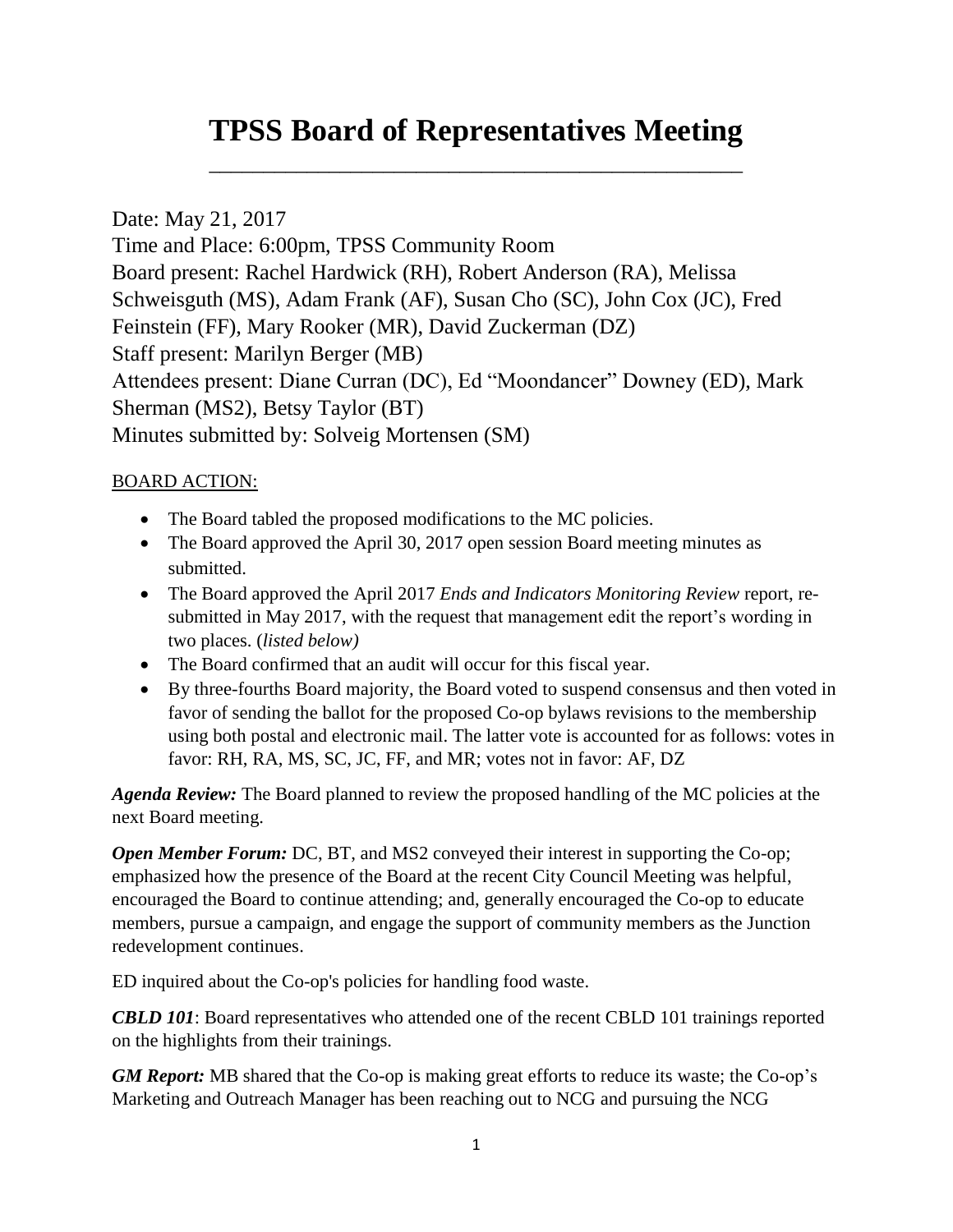# TPSS Board of Representatives Meeting

Date: May 21, 2017
Time and Place: 6:00pm, TPSS Community Room
Board present: Rachel Hardwick (RH), Robert Anderson (RA), Melissa Schweisguth (MS), Adam Frank (AF), Susan Cho (SC), John Cox (JC), Fred Feinstein (FF), Mary Rooker (MR), David Zuckerman (DZ)
Staff present: Marilyn Berger (MB)
Attendees present: Diane Curran (DC), Ed "Moondancer" Downey (ED), Mark Sherman (MS2), Betsy Taylor (BT)
Minutes submitted by: Solveig Mortensen (SM)

BOARD ACTION:

- The Board tabled the proposed modifications to the MC policies.
- The Board approved the April 30, 2017 open session Board meeting minutes as submitted.
- The Board approved the April 2017 *Ends and Indicators Monitoring Review* report, re-submitted in May 2017, with the request that management edit the report's wording in two places. (*listed below)*
- The Board confirmed that an audit will occur for this fiscal year.
- By three-fourths Board majority, the Board voted to suspend consensus and then voted in favor of sending the ballot for the proposed Co-op bylaws revisions to the membership using both postal and electronic mail. The latter vote is accounted for as follows: votes in favor: RH, RA, MS, SC, JC, FF, and MR; votes not in favor: AF, DZ

***Agenda Review:*** The Board planned to review the proposed handling of the MC policies at the next Board meeting.

***Open Member Forum:*** DC, BT, and MS2 conveyed their interest in supporting the Co-op; emphasized how the presence of the Board at the recent City Council Meeting was helpful, encouraged the Board to continue attending; and, generally encouraged the Co-op to educate members, pursue a campaign, and engage the support of community members as the Junction redevelopment continues.

ED inquired about the Co-op's policies for handling food waste.

***CBLD 101***: Board representatives who attended one of the recent CBLD 101 trainings reported on the highlights from their trainings.

***GM Report:*** MB shared that the Co-op is making great efforts to reduce its waste; the Co-op's Marketing and Outreach Manager has been reaching out to NCG and pursuing the NCG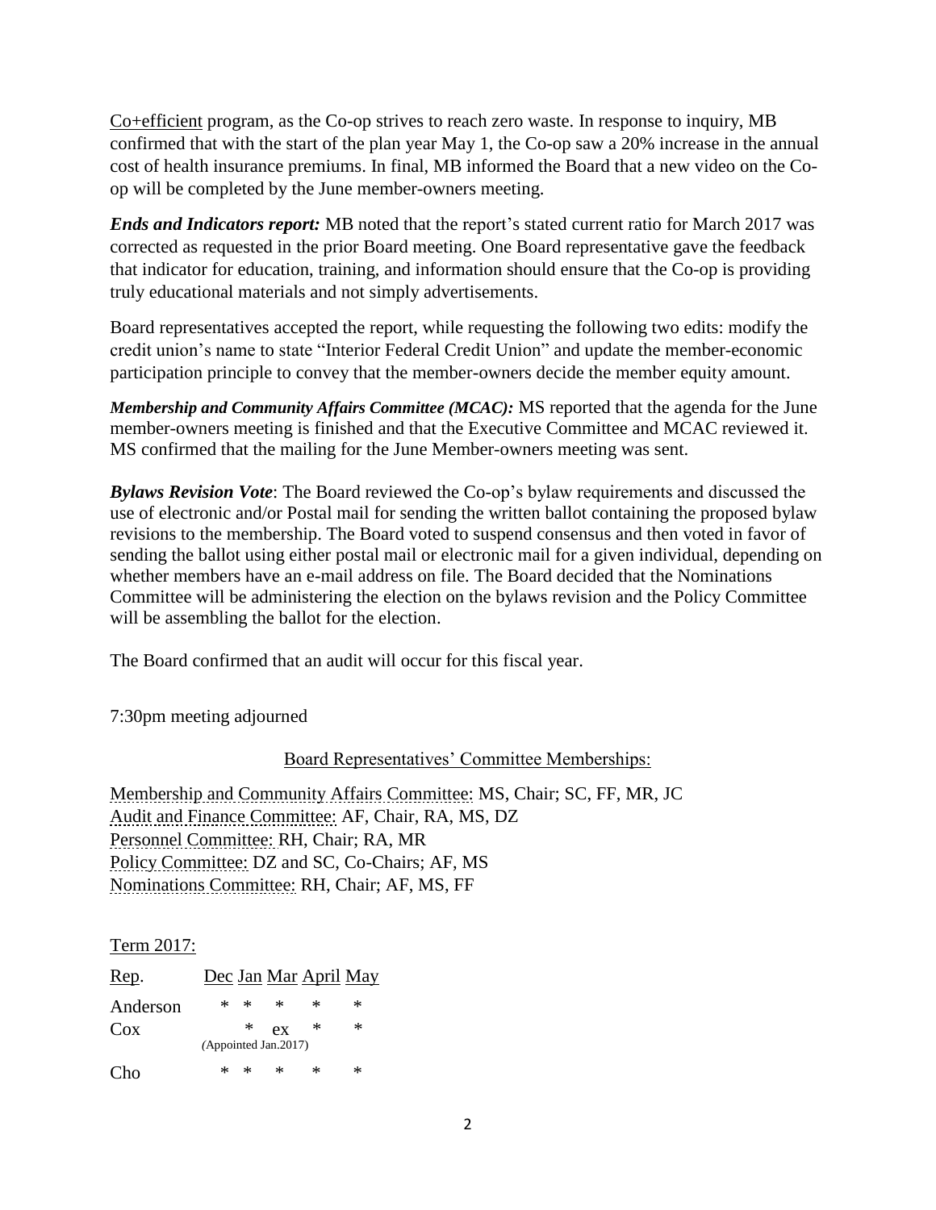Co+efficient program, as the Co-op strives to reach zero waste. In response to inquiry, MB confirmed that with the start of the plan year May 1, the Co-op saw a 20% increase in the annual cost of health insurance premiums. In final, MB informed the Board that a new video on the Co-op will be completed by the June member-owners meeting.

***Ends and Indicators report:*** MB noted that the report's stated current ratio for March 2017 was corrected as requested in the prior Board meeting. One Board representative gave the feedback that indicator for education, training, and information should ensure that the Co-op is providing truly educational materials and not simply advertisements.

Board representatives accepted the report, while requesting the following two edits: modify the credit union's name to state "Interior Federal Credit Union" and update the member-economic participation principle to convey that the member-owners decide the member equity amount.

***Membership and Community Affairs Committee (MCAC):*** MS reported that the agenda for the June member-owners meeting is finished and that the Executive Committee and MCAC reviewed it. MS confirmed that the mailing for the June Member-owners meeting was sent.

***Bylaws Revision Vote***: The Board reviewed the Co-op's bylaw requirements and discussed the use of electronic and/or Postal mail for sending the written ballot containing the proposed bylaw revisions to the membership. The Board voted to suspend consensus and then voted in favor of sending the ballot using either postal mail or electronic mail for a given individual, depending on whether members have an e-mail address on file. The Board decided that the Nominations Committee will be administering the election on the bylaws revision and the Policy Committee will be assembling the ballot for the election.

The Board confirmed that an audit will occur for this fiscal year.

7:30pm meeting adjourned

Board Representatives' Committee Memberships:

Membership and Community Affairs Committee: MS, Chair; SC, FF, MR, JC
Audit and Finance Committee: AF, Chair, RA, MS, DZ
Personnel Committee: RH, Chair; RA, MR
Policy Committee: DZ and SC, Co-Chairs; AF, MS
Nominations Committee: RH, Chair; AF, MS, FF

Term 2017:

| Rep. | Dec | Jan | Mar | April | May |
| --- | --- | --- | --- | --- | --- |
| Anderson | * | * | * | * | * |
| Cox (Appointed Jan.2017) | | * | ex | * | * |
| Cho | * | * | * | * | * |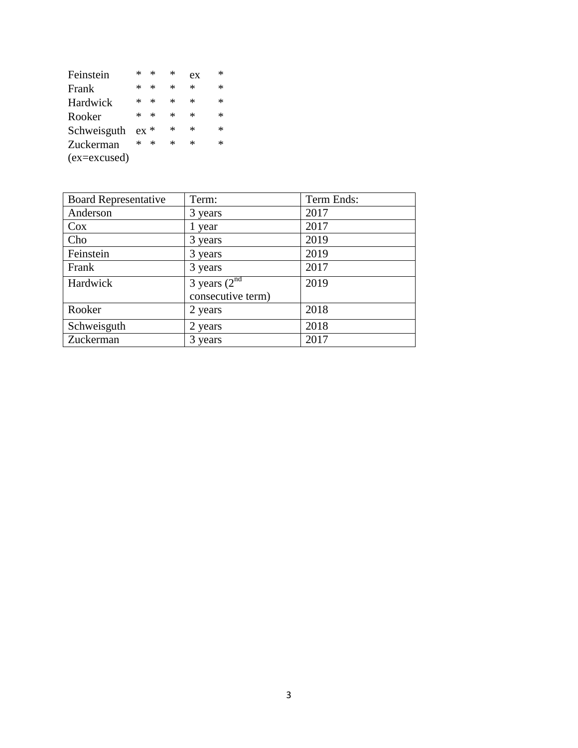| | | | | | |
|---|---|---|---|---|---|
| Feinstein | * | * | * | ex | * |
| Frank | * | * | * | * | * |
| Hardwick | * | * | * | * | * |
| Rooker | * | * | * | * | * |
| Schweisguth | ex | * | * | * | * |
| Zuckerman | * | * | * | * | * |

(ex=excused)

| Board Representative | Term: | Term Ends: |
|---|---|---|
| Anderson | 3 years | 2017 |
| Cox | 1 year | 2017 |
| Cho | 3 years | 2019 |
| Feinstein | 3 years | 2019 |
| Frank | 3 years | 2017 |
| Hardwick | 3 years (2nd consecutive term) | 2019 |
| Rooker | 2 years | 2018 |
| Schweisguth | 2 years | 2018 |
| Zuckerman | 3 years | 2017 |